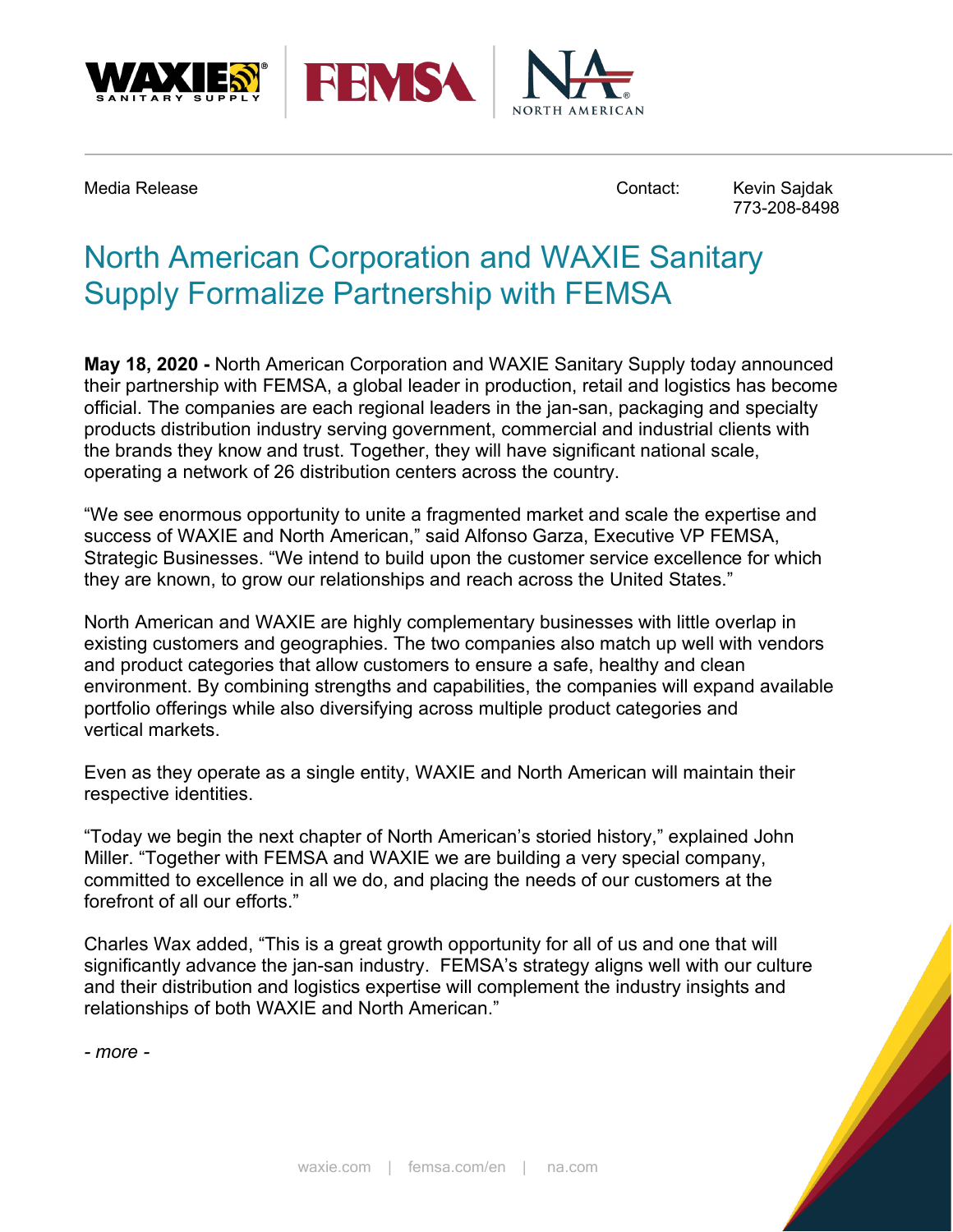Media Release

Contact: Kevin Sajdak
773-208-8498

# North American Corporation and WAXIE Sanitary Supply Formalize Partnership with FEMSA

**May 18, 2020 -** North American Corporation and WAXIE Sanitary Supply today announced their partnership with FEMSA, a global leader in production, retail and logistics has become official. The companies are each regional leaders in the jan-san, packaging and specialty products distribution industry serving government, commercial and industrial clients with the brands they know and trust. Together, they will have significant national scale, operating a network of 26 distribution centers across the country.

"We see enormous opportunity to unite a fragmented market and scale the expertise and success of WAXIE and North American," said Alfonso Garza, Executive VP FEMSA, Strategic Businesses. "We intend to build upon the customer service excellence for which they are known, to grow our relationships and reach across the United States."

North American and WAXIE are highly complementary businesses with little overlap in existing customers and geographies. The two companies also match up well with vendors and product categories that allow customers to ensure a safe, healthy and clean environment. By combining strengths and capabilities, the companies will expand available portfolio offerings while also diversifying across multiple product categories and vertical markets.

Even as they operate as a single entity, WAXIE and North American will maintain their respective identities.

"Today we begin the next chapter of North American's storied history," explained John Miller. "Together with FEMSA and WAXIE we are building a very special company, committed to excellence in all we do, and placing the needs of our customers at the forefront of all our efforts."

Charles Wax added, "This is a great growth opportunity for all of us and one that will significantly advance the jan-san industry. FEMSA's strategy aligns well with our culture and their distribution and logistics expertise will complement the industry insights and relationships of both WAXIE and North American."

*- more -*

waxie.com | femsa.com/en | na.com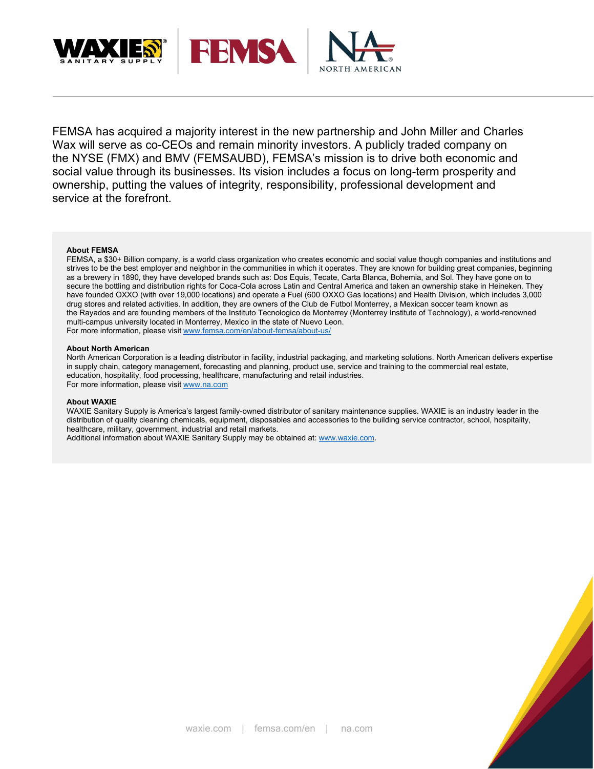FEMSA has acquired a majority interest in the new partnership and John Miller and Charles Wax will serve as co-CEOs and remain minority investors. A publicly traded company on the NYSE (FMX) and BMV (FEMSAUBD), FEMSA's mission is to drive both economic and social value through its businesses. Its vision includes a focus on long-term prosperity and ownership, putting the values of integrity, responsibility, professional development and service at the forefront.

**About FEMSA**
FEMSA, a $30+ Billion company, is a world class organization who creates economic and social value though companies and institutions and strives to be the best employer and neighbor in the communities in which it operates. They are known for building great companies, beginning as a brewery in 1890, they have developed brands such as: Dos Equis, Tecate, Carta Blanca, Bohemia, and Sol. They have gone on to secure the bottling and distribution rights for Coca-Cola across Latin and Central America and taken an ownership stake in Heineken. They have founded OXXO (with over 19,000 locations) and operate a Fuel (600 OXXO Gas locations) and Health Division, which includes 3,000 drug stores and related activities. In addition, they are owners of the Club de Futbol Monterrey, a Mexican soccer team known as the Rayados and are founding members of the Instituto Tecnologico de Monterrey (Monterrey Institute of Technology), a world-renowned multi-campus university located in Monterrey, Mexico in the state of Nuevo Leon.
For more information, please visit www.femsa.com/en/about-femsa/about-us/

**About North American**
North American Corporation is a leading distributor in facility, industrial packaging, and marketing solutions. North American delivers expertise in supply chain, category management, forecasting and planning, product use, service and training to the commercial real estate, education, hospitality, food processing, healthcare, manufacturing and retail industries.
For more information, please visit www.na.com

**About WAXIE**
WAXIE Sanitary Supply is America's largest family-owned distributor of sanitary maintenance supplies. WAXIE is an industry leader in the distribution of quality cleaning chemicals, equipment, disposables and accessories to the building service contractor, school, hospitality, healthcare, military, government, industrial and retail markets.
Additional information about WAXIE Sanitary Supply may be obtained at: www.waxie.com.